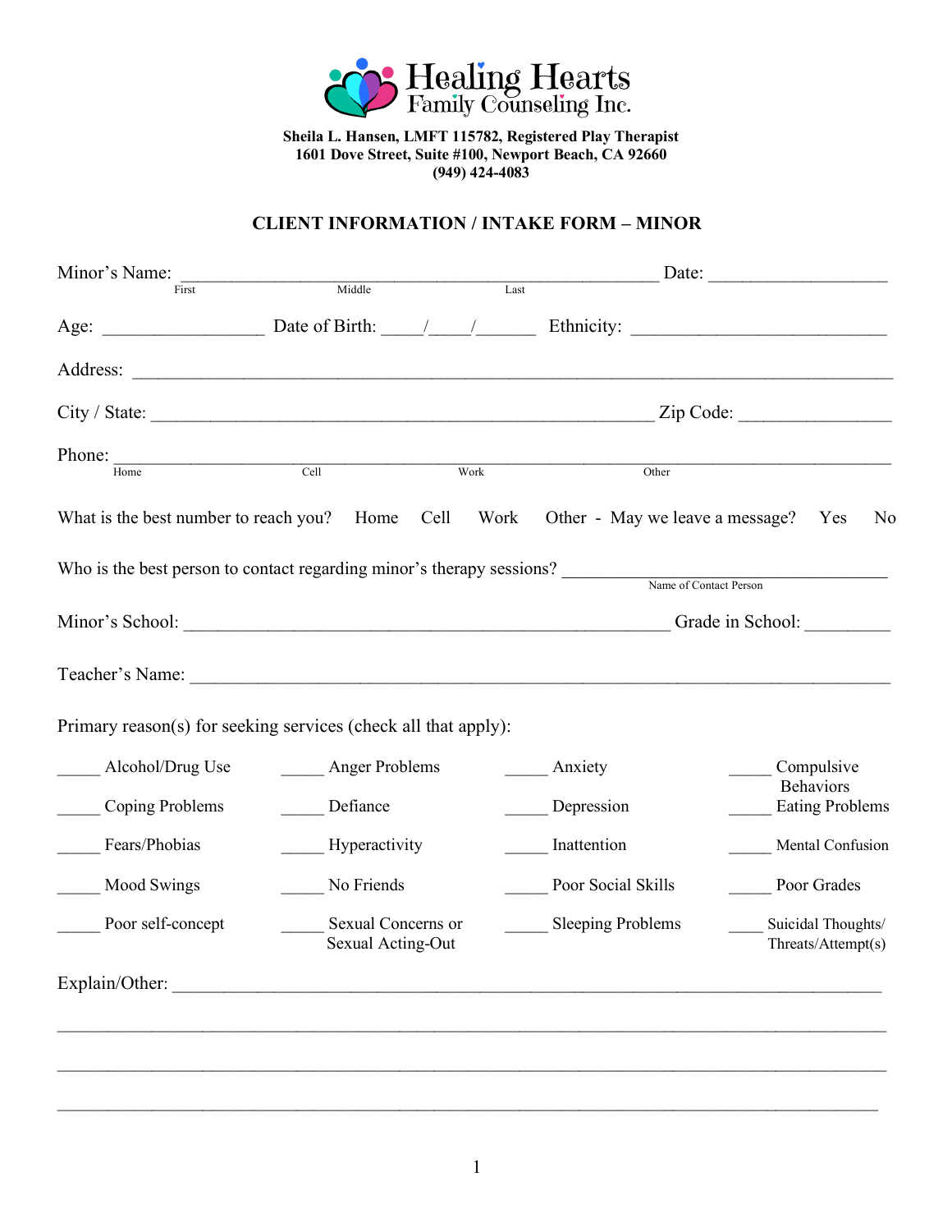# Healing Hearts Family Counseling Inc.

**Sheila L. Hansen, LMFT 115782, Registered Play Therapist**
**1601 Dove Street, Suite #100, Newport Beach, CA 92660**
**(949) 424-4083**

## CLIENT INFORMATION / INTAKE FORM – MINOR

Minor's Name: ____________________________________________ Date: ________________
First Middle Last

Age: ______________ Date of Birth: ____/____/______ Ethnicity: _______________________

Address: ______________________________________________________________

City / State: ___________________________________________ Zip Code: ______________

Phone: _______________________________________________________________
Home Cell Work Other

What is the best number to reach you? Home Cell Work Other - May we leave a message? Yes No

Who is the best person to contact regarding minor's therapy sessions? ______________________
Name of Contact Person

Minor's School: ____________________________________________ Grade in School: ________

Teacher's Name: ______________________________________________________________

Primary reason(s) for seeking services (check all that apply):

| | | | |
|---|---|---|---|
| _____ Alcohol/Drug Use | _____ Anger Problems | _____ Anxiety | _____ Compulsive Behaviors |
| _____ Coping Problems | _____ Defiance | _____ Depression | _____ Eating Problems |
| _____ Fears/Phobias | _____ Hyperactivity | _____ Inattention | _____ Mental Confusion |
| _____ Mood Swings | _____ No Friends | _____ Poor Social Skills | _____ Poor Grades |
| _____ Poor self-concept | _____ Sexual Concerns or Sexual Acting-Out | _____ Sleeping Problems | ____ Suicidal Thoughts/ Threats/Attempt(s) |

Explain/Other: ______________________________________________________________

______________________________________________________________________

______________________________________________________________________

______________________________________________________________________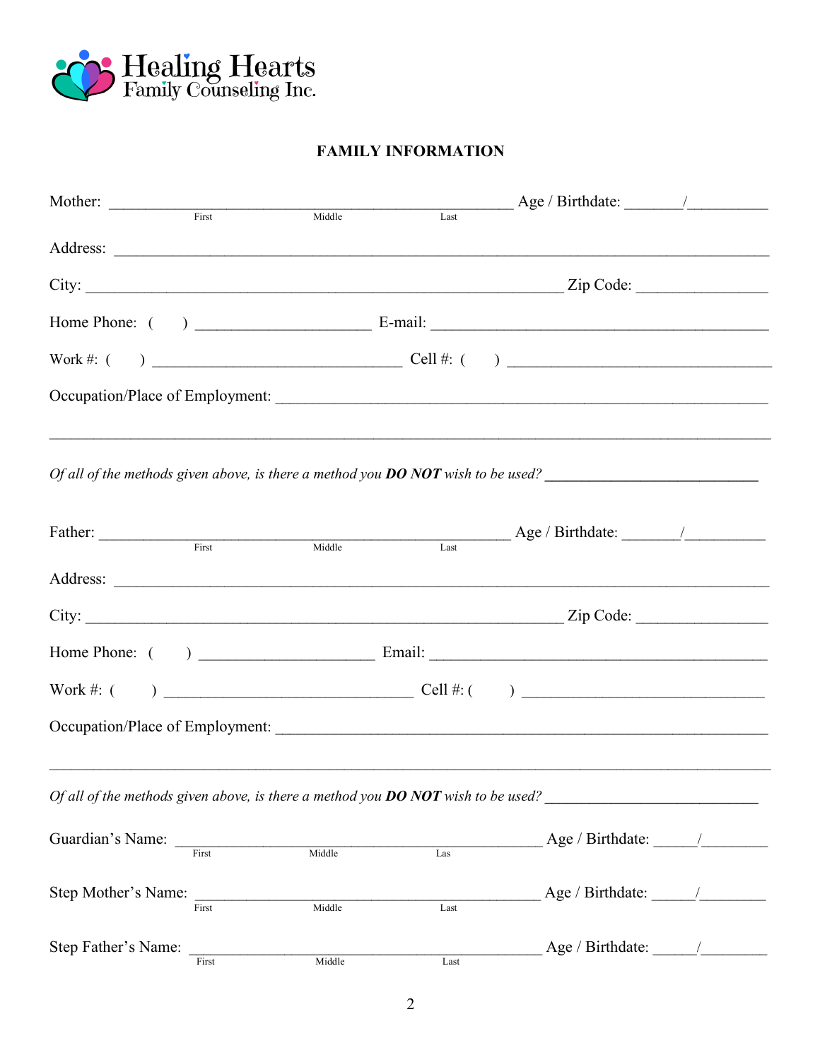Healing Hearts
Family Counseling Inc.

## FAMILY INFORMATION

Mother: _______________________________________________ Age / Birthdate: _______/__________
First Middle Last

Address: ______________________________________________________________________________

City: ________________________________________________________ Zip Code: ________________

Home Phone: ( ) _____________________ E-mail: ________________________________________

Work #: ( ) ______________________________ Cell #: ( ) ________________________________

Occupation/Place of Employment: ________________________________________________________

_______________________________________________________________________________________

*Of all of the methods given above, is there a method you **DO NOT** wish to be used?* ___________________________

Father: _______________________________________________ Age / Birthdate: _______/__________
First Middle Last

Address: ______________________________________________________________________________

City: ________________________________________________________ Zip Code: ________________

Home Phone: ( ) _____________________ Email: _________________________________________

Work #: ( ) ______________________________ Cell #: ( ) ____________________________

Occupation/Place of Employment: ________________________________________________________

_______________________________________________________________________________________

*Of all of the methods given above, is there a method you **DO NOT** wish to be used?* ___________________________

Guardian's Name: ___________________________________________ Age / Birthdate: _____/________
First Middle Las

Step Mother's Name: ________________________________________ Age / Birthdate: _____/________
First Middle Last

Step Father's Name: ________________________________________ Age / Birthdate: _____/________
First Middle Last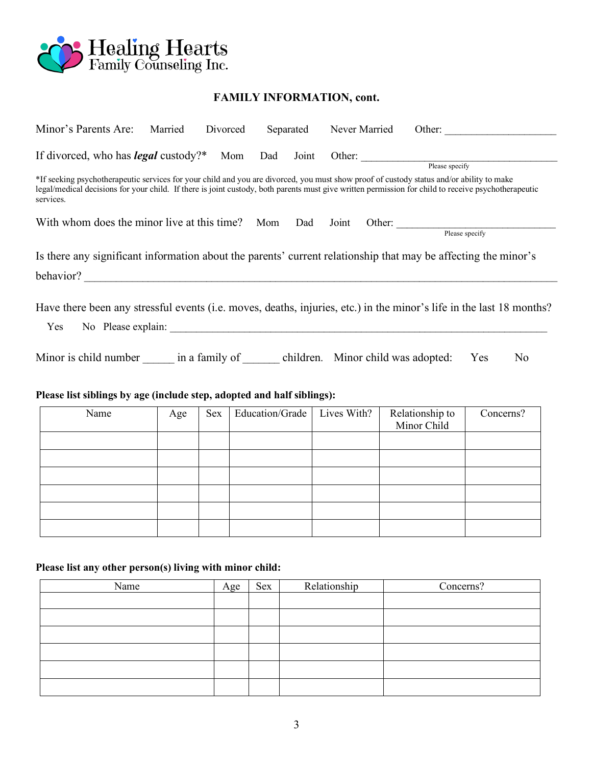**Healing Hearts**
Family Counseling Inc.

## FAMILY INFORMATION, cont.

Minor's Parents Are: Married Divorced Separated Never Married Other: ____________________

If divorced, who has ***legal*** custody?* Mom Dad Joint Other: ______________________________________
Please specify

*If seeking psychotherapeutic services for your child and you are divorced, you must show proof of custody status and/or ability to make legal/medical decisions for your child. If there is joint custody, both parents must give written permission for child to receive psychotherapeutic services.

With whom does the minor live at this time? Mom Dad Joint Other: ______________________________
Please specify

Is there any significant information about the parents' current relationship that may be affecting the minor's behavior? ________________________________________________________________________________

Have there been any stressful events (i.e. moves, deaths, injuries, etc.) in the minor's life in the last 18 months?
Yes No Please explain: ______________________________________________________________________

Minor is child number _____ in a family of ______ children. Minor child was adopted: Yes No

**Please list siblings by age (include step, adopted and half siblings):**

| Name | Age | Sex | Education/Grade | Lives With? | Relationship to Minor Child | Concerns? |
|---|---|---|---|---|---|---|
| | | | | | | |
| | | | | | | |
| | | | | | | |
| | | | | | | |
| | | | | | | |
| | | | | | | |

**Please list any other person(s) living with minor child:**

| Name | Age | Sex | Relationship | Concerns? |
|---|---|---|---|---|
| | | | | |
| | | | | |
| | | | | |
| | | | | |
| | | | | |
| | | | | |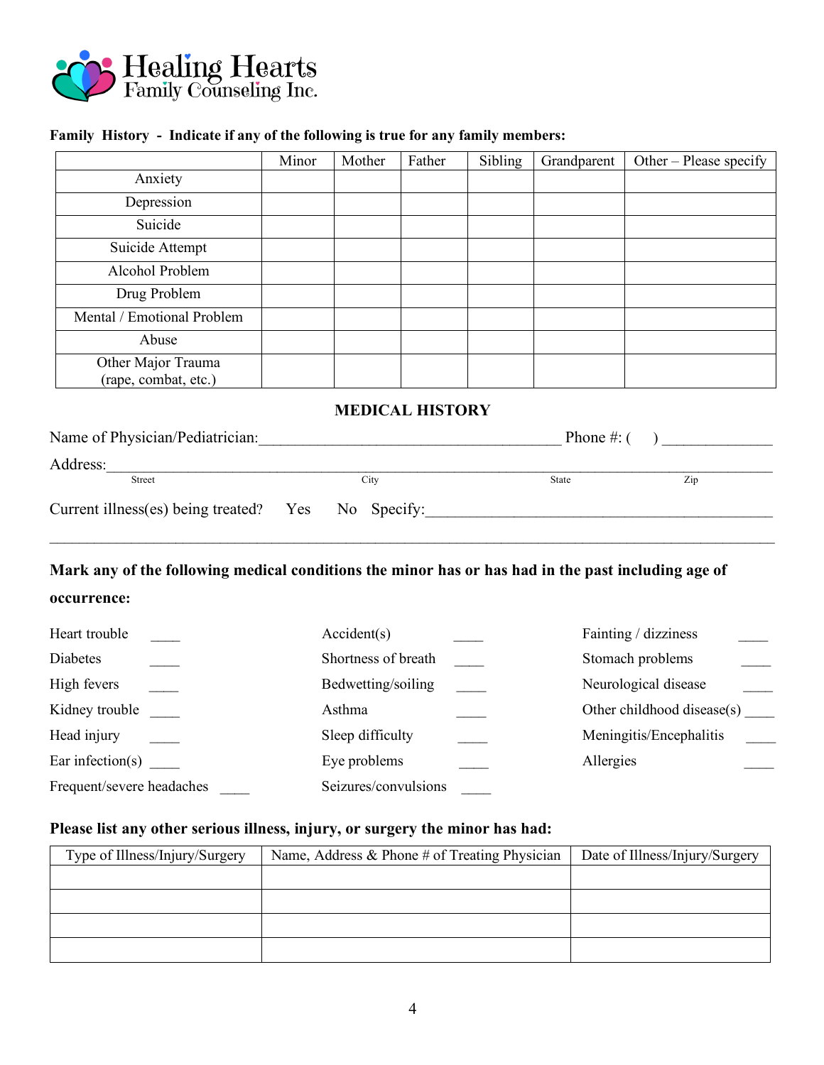Healing Hearts
Family Counseling Inc.

**Family History - Indicate if any of the following is true for any family members:**

| | Minor | Mother | Father | Sibling | Grandparent | Other – Please specify |
|---|---|---|---|---|---|---|
| Anxiety | | | | | | |
| Depression | | | | | | |
| Suicide | | | | | | |
| Suicide Attempt | | | | | | |
| Alcohol Problem | | | | | | |
| Drug Problem | | | | | | |
| Mental / Emotional Problem | | | | | | |
| Abuse | | | | | | |
| Other Major Trauma (rape, combat, etc.) | | | | | | |

## MEDICAL HISTORY

Name of Physician/Pediatrician:_______________________________________ Phone #: ( ) _____________

Address:_____________________________________________________________________________
Street City State Zip

Current illness(es) being treated? Yes No Specify:_____________________________________________

_____________________________________________________________________________________

**Mark any of the following medical conditions the minor has or has had in the past including age of occurrence:**

Heart trouble ____
Diabetes ____
High fevers ____
Kidney trouble ____
Head injury ____
Ear infection(s) ____
Frequent/severe headaches ____

Accident(s) ____
Shortness of breath ____
Bedwetting/soiling ____
Asthma ____
Sleep difficulty ____
Eye problems ____
Seizures/convulsions ____

Fainting / dizziness ____
Stomach problems ____
Neurological disease ____
Other childhood disease(s) ____
Meningitis/Encephalitis ____
Allergies ____

**Please list any other serious illness, injury, or surgery the minor has had:**

| Type of Illness/Injury/Surgery | Name, Address & Phone # of Treating Physician | Date of Illness/Injury/Surgery |
|---|---|---|
| | | |
| | | |
| | | |
| | | |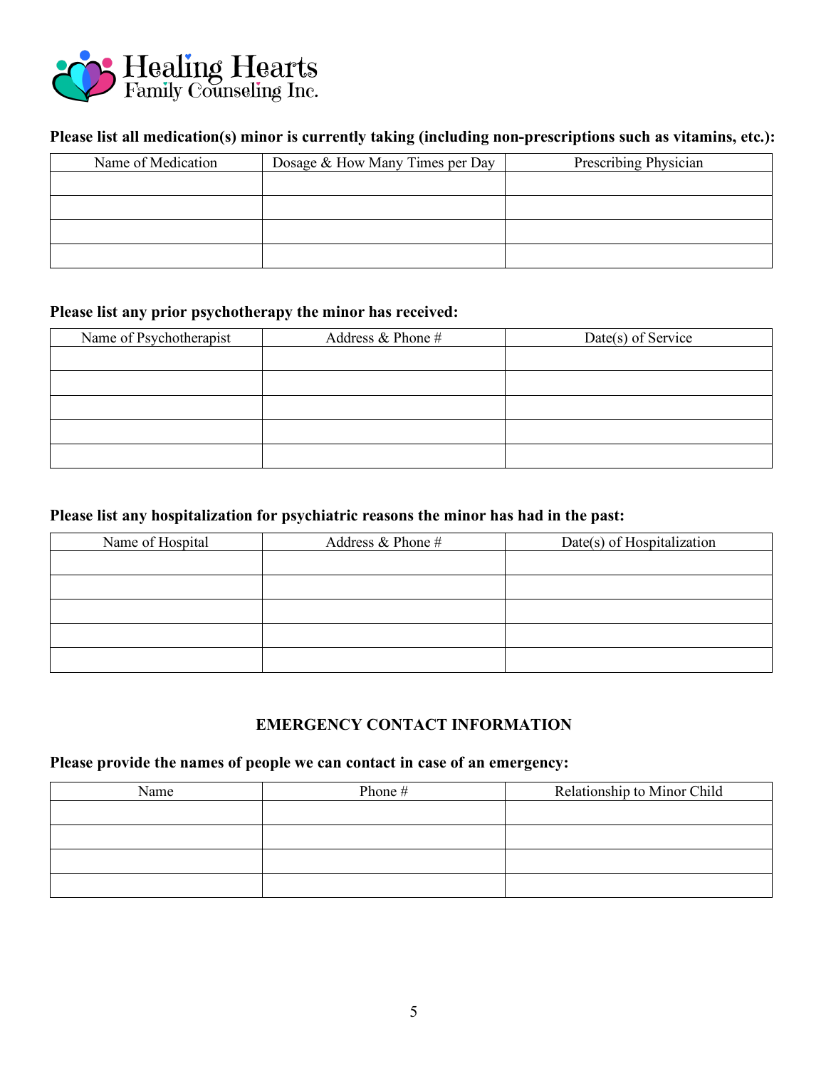**Please list all medication(s) minor is currently taking (including non-prescriptions such as vitamins, etc.):**

| Name of Medication | Dosage & How Many Times per Day | Prescribing Physician |
|---|---|---|
| | | |
| | | |
| | | |
| | | |

**Please list any prior psychotherapy the minor has received:**

| Name of Psychotherapist | Address & Phone # | Date(s) of Service |
|---|---|---|
| | | |
| | | |
| | | |
| | | |
| | | |

**Please list any hospitalization for psychiatric reasons the minor has had in the past:**

| Name of Hospital | Address & Phone # | Date(s) of Hospitalization |
|---|---|---|
| | | |
| | | |
| | | |
| | | |
| | | |

## EMERGENCY CONTACT INFORMATION

**Please provide the names of people we can contact in case of an emergency:**

| Name | Phone # | Relationship to Minor Child |
|---|---|---|
| | | |
| | | |
| | | |
| | | |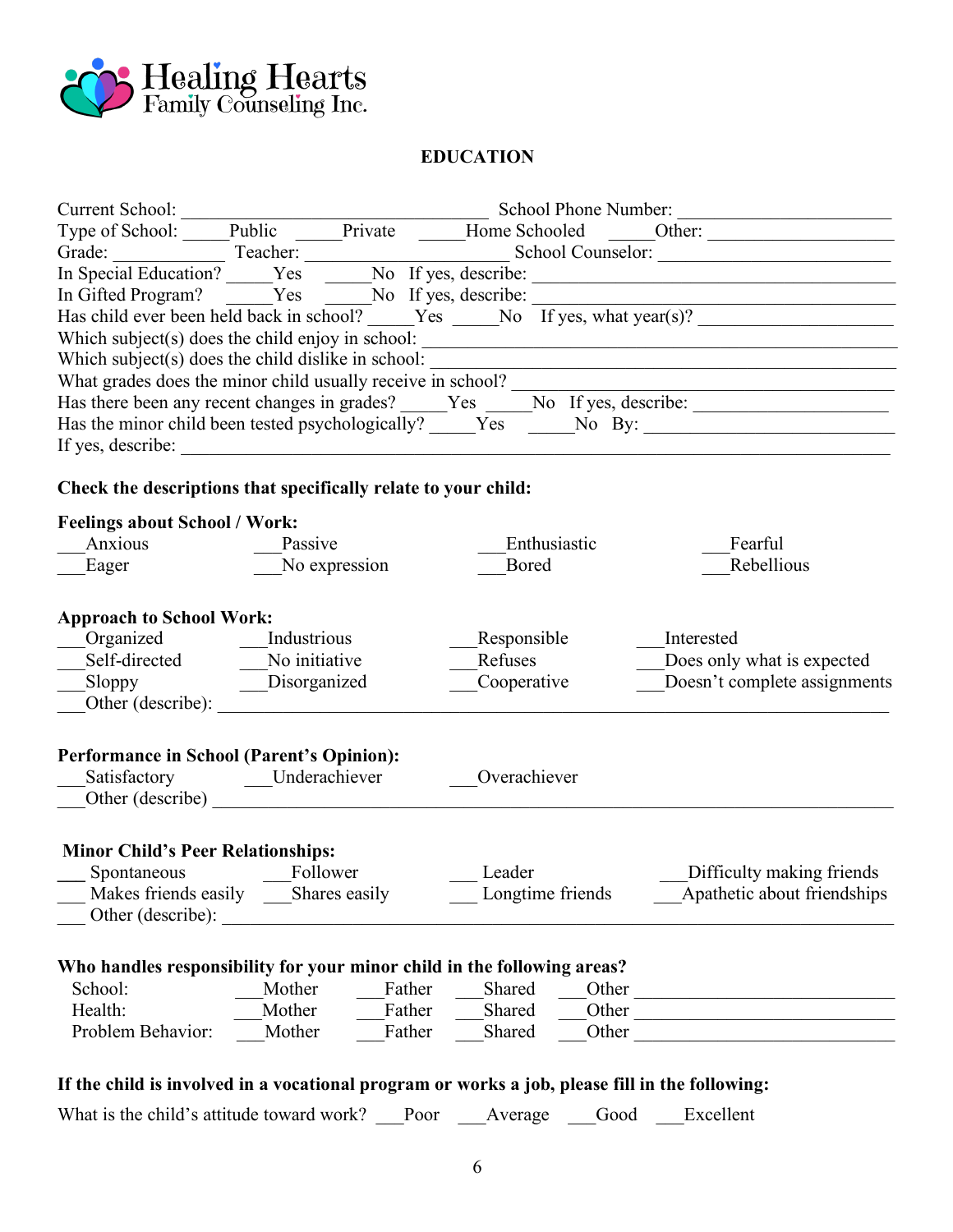Healing Hearts Family Counseling Inc.

## EDUCATION

Current School: ________________________________ School Phone Number: ______________________

Type of School: _____Public _____Private _____Home Schooled _____Other: ____________________

Grade: ____________ Teacher: ______________________ School Counselor: ________________________

In Special Education? _____Yes _____No If yes, describe: ________________________________________

In Gifted Program? _____Yes _____No If yes, describe: ________________________________________

Has child ever been held back in school? _____Yes _____No If yes, what year(s)? ____________________

Which subject(s) does the child enjoy in school: ________________________________________________

Which subject(s) does the child dislike in school: _______________________________________________

What grades does the minor child usually receive in school? ______________________________________

Has there been any recent changes in grades? _____Yes _____No If yes, describe: __________________

Has the minor child been tested psychologically? _____Yes _____No By: __________________________

If yes, describe: ___________________________________________________________________________

**Check the descriptions that specifically relate to your child:**

**Feelings about School / Work:**

___Anxious ___Passive ___Enthusiastic ___Fearful
___Eager ___No expression ___Bored ___Rebellious

**Approach to School Work:**

___Organized ___Industrious ___Responsible ___Interested
___Self-directed ___No initiative ___Refuses ___Does only what is expected
___Sloppy ___Disorganized ___Cooperative ___Doesn't complete assignments
___Other (describe): ______________________________________________________________________

**Performance in School (Parent's Opinion):**

___Satisfactory ___Underachiever ___Overachiever
___Other (describe) ______________________________________________________________________

**Minor Child's Peer Relationships:**

___ Spontaneous ___Follower ___ Leader ___Difficulty making friends
___ Makes friends easily ___Shares easily ___ Longtime friends ___Apathetic about friendships
___ Other (describe): ______________________________________________________________________

**Who handles responsibility for your minor child in the following areas?**

School: ___Mother ___Father ___Shared ___Other ________________________
Health: ___Mother ___Father ___Shared ___Other ________________________
Problem Behavior: ___Mother ___Father ___Shared ___Other ________________________

**If the child is involved in a vocational program or works a job, please fill in the following:**

What is the child's attitude toward work? ___Poor ___Average ___Good ___Excellent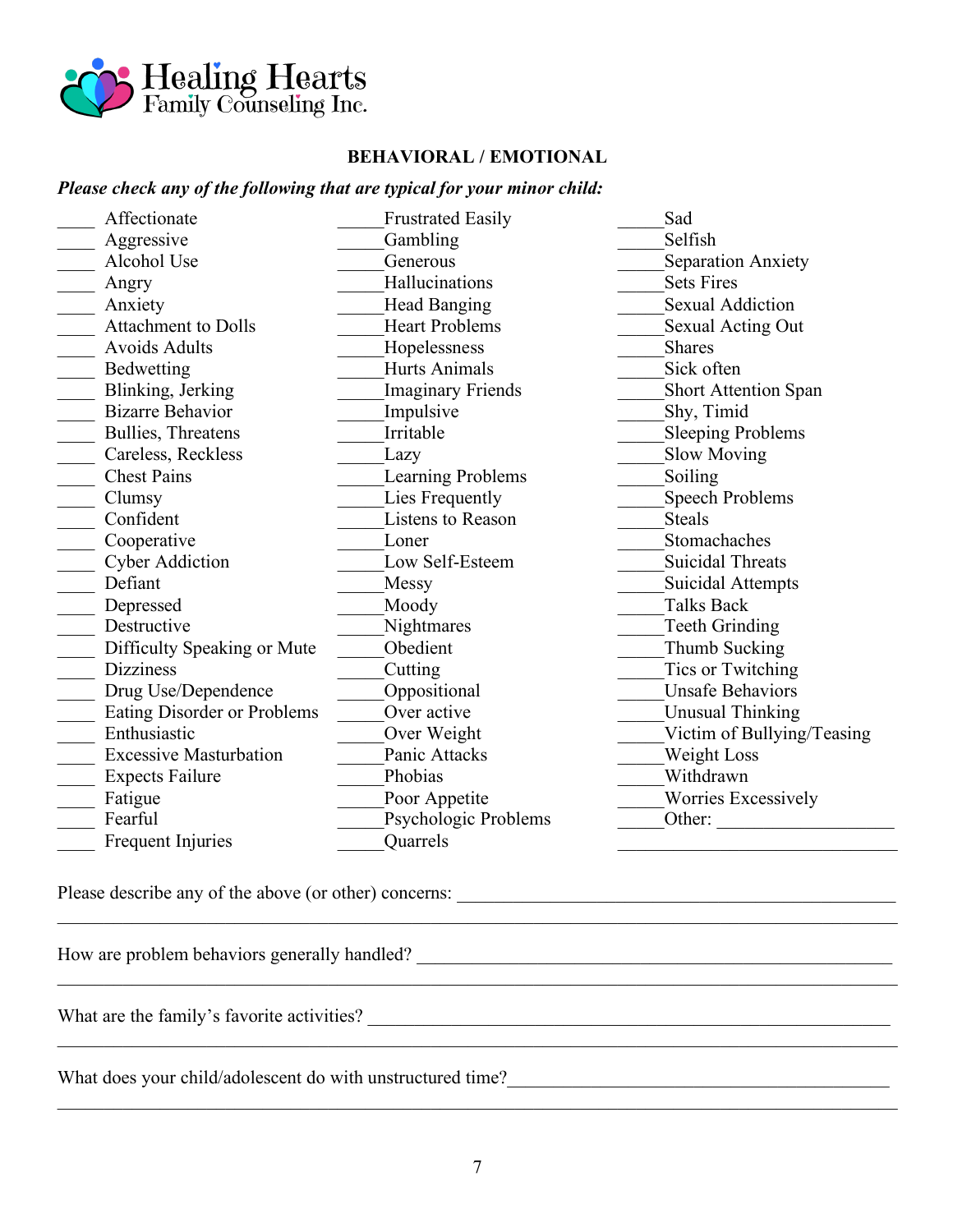Healing Hearts Family Counseling Inc.

## BEHAVIORAL / EMOTIONAL

***Please check any of the following that are typical for your minor child:***

____ Affectionate
____ Aggressive
____ Alcohol Use
____ Angry
____ Anxiety
____ Attachment to Dolls
____ Avoids Adults
____ Bedwetting
____ Blinking, Jerking
____ Bizarre Behavior
____ Bullies, Threatens
____ Careless, Reckless
____ Chest Pains
____ Clumsy
____ Confident
____ Cooperative
____ Cyber Addiction
____ Defiant
____ Depressed
____ Destructive
____ Difficulty Speaking or Mute
____ Dizziness
____ Drug Use/Dependence
____ Eating Disorder or Problems
____ Enthusiastic
____ Excessive Masturbation
____ Expects Failure
____ Fatigue
____ Fearful
____ Frequent Injuries
_____ Frustrated Easily
_____ Gambling
_____ Generous
_____ Hallucinations
_____ Head Banging
_____ Heart Problems
_____ Hopelessness
_____ Hurts Animals
_____ Imaginary Friends
_____ Impulsive
_____ Irritable
_____ Lazy
_____ Learning Problems
_____ Lies Frequently
_____ Listens to Reason
_____ Loner
_____ Low Self-Esteem
_____ Messy
_____ Moody
_____ Nightmares
_____ Obedient
_____ Cutting
_____ Oppositional
_____ Over active
_____ Over Weight
_____ Panic Attacks
_____ Phobias
_____ Poor Appetite
_____ Psychologic Problems
_____ Quarrels
_____ Sad
_____ Selfish
_____ Separation Anxiety
_____ Sets Fires
_____ Sexual Addiction
_____ Sexual Acting Out
_____ Shares
_____ Sick often
_____ Short Attention Span
_____ Shy, Timid
_____ Sleeping Problems
_____ Slow Moving
_____ Soiling
_____ Speech Problems
_____ Steals
_____ Stomachaches
_____ Suicidal Threats
_____ Suicidal Attempts
_____ Talks Back
_____ Teeth Grinding
_____ Thumb Sucking
_____ Tics or Twitching
_____ Unsafe Behaviors
_____ Unusual Thinking
_____ Victim of Bullying/Teasing
_____ Weight Loss
_____ Withdrawn
_____ Worries Excessively
_____ Other: ____________________
______________________________

Please describe any of the above (or other) concerns: ______________________________________________
________________________________________________________________________________

How are problem behaviors generally handled? __________________________________________________
________________________________________________________________________________

What are the family's favorite activities? ______________________________________________________
________________________________________________________________________________

What does your child/adolescent do with unstructured time?_________________________________________
________________________________________________________________________________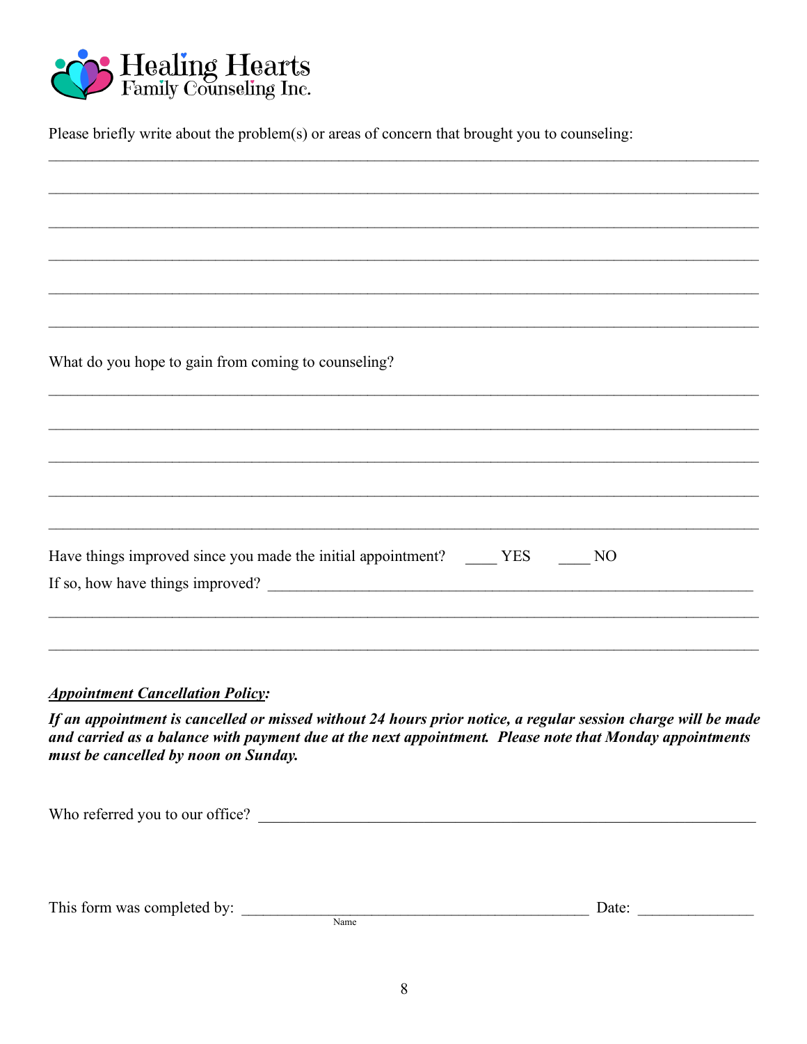Healing Hearts
Family Counseling Inc.

Please briefly write about the problem(s) or areas of concern that brought you to counseling:

______________________________________________________________________________

______________________________________________________________________________

______________________________________________________________________________

______________________________________________________________________________

______________________________________________________________________________

______________________________________________________________________________

What do you hope to gain from coming to counseling?

______________________________________________________________________________

______________________________________________________________________________

______________________________________________________________________________

______________________________________________________________________________

______________________________________________________________________________

Have things improved since you made the initial appointment? ____ YES ____ NO

If so, how have things improved? _______________________________________________

______________________________________________________________________________

______________________________________________________________________________

***Appointment Cancellation Policy:***

***If an appointment is cancelled or missed without 24 hours prior notice, a regular session charge will be made and carried as a balance with payment due at the next appointment. Please note that Monday appointments must be cancelled by noon on Sunday.***

Who referred you to our office? _______________________________________________

This form was completed by: _________________________________ Date: ______________

Name